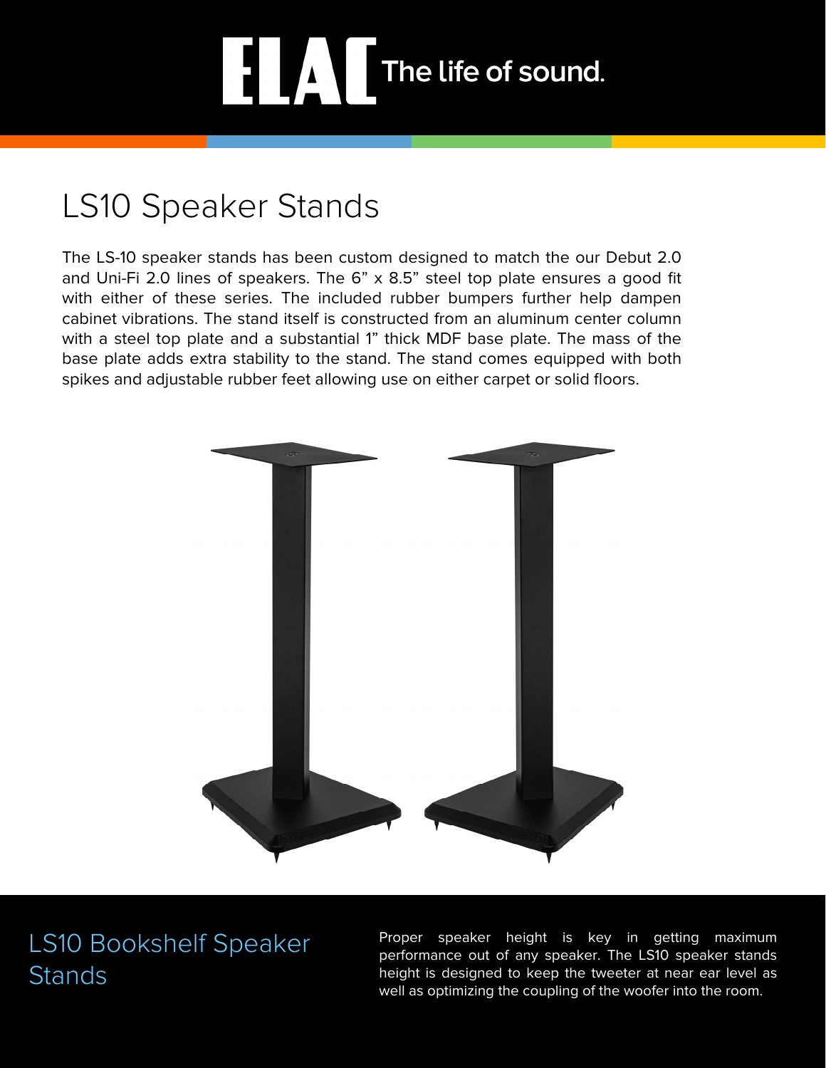ELAC The life of sound.

# LS10 Speaker Stands

The LS-10 speaker stands has been custom designed to match the our Debut 2.0 and Uni-Fi 2.0 lines of speakers. The 6” x 8.5” steel top plate ensures a good fit with either of these series. The included rubber bumpers further help dampen cabinet vibrations. The stand itself is constructed from an aluminum center column with a steel top plate and a substantial 1” thick MDF base plate. The mass of the base plate adds extra stability to the stand. The stand comes equipped with both spikes and adjustable rubber feet allowing use on either carpet or solid floors.

## LS10 Bookshelf Speaker Stands

Proper speaker height is key in getting maximum performance out of any speaker. The LS10 speaker stands height is designed to keep the tweeter at near ear level as well as optimizing the coupling of the woofer into the room.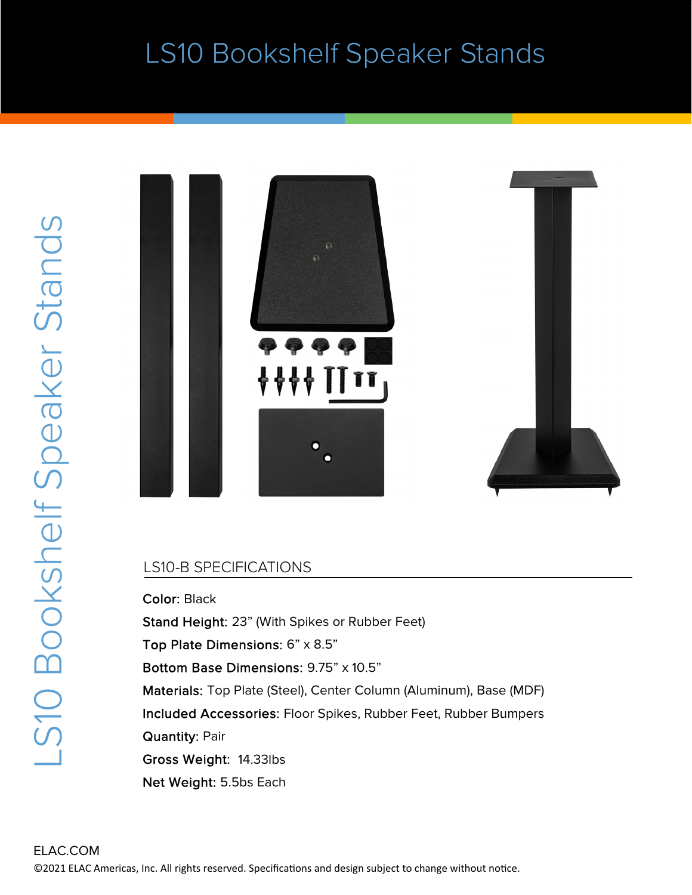# LS10 Bookshelf Speaker Stands

LS10 Bookshelf Speaker Stands

## LS10-B SPECIFICATIONS

**Color**: Black

**Stand Height**: 23" (With Spikes or Rubber Feet)

**Top Plate Dimensions**: 6" x 8.5"

**Bottom Base Dimensions**: 9.75" x 10.5"

**Materials**: Top Plate (Steel), Center Column (Aluminum), Base (MDF)

**Included Accessories**: Floor Spikes, Rubber Feet, Rubber Bumpers

**Quantity**: Pair

**Gross Weight**: 14.33lbs

**Net Weight**: 5.5bs Each

ELAC.COM

©2021 ELAC Americas, Inc. All rights reserved. Specifications and design subject to change without notice.